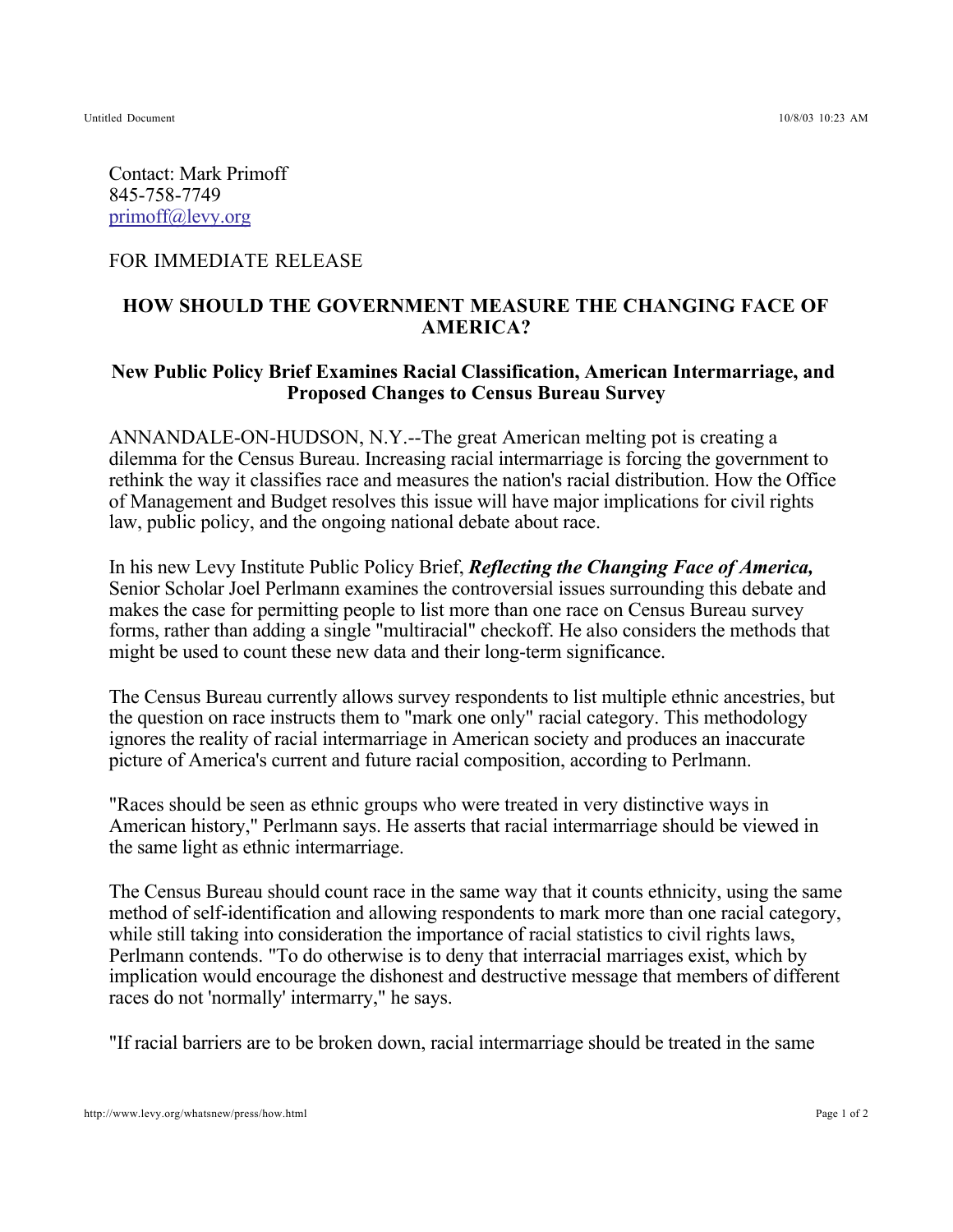Contact: Mark Primoff
845-758-7749
primoff@levy.org

FOR IMMEDIATE RELEASE

## HOW SHOULD THE GOVERNMENT MEASURE THE CHANGING FACE OF AMERICA?

### New Public Policy Brief Examines Racial Classification, American Intermarriage, and Proposed Changes to Census Bureau Survey

ANNANDALE-ON-HUDSON, N.Y.--The great American melting pot is creating a dilemma for the Census Bureau. Increasing racial intermarriage is forcing the government to rethink the way it classifies race and measures the nation's racial distribution. How the Office of Management and Budget resolves this issue will have major implications for civil rights law, public policy, and the ongoing national debate about race.

In his new Levy Institute Public Policy Brief, ***Reflecting the Changing Face of America,*** Senior Scholar Joel Perlmann examines the controversial issues surrounding this debate and makes the case for permitting people to list more than one race on Census Bureau survey forms, rather than adding a single "multiracial" checkoff. He also considers the methods that might be used to count these new data and their long-term significance.

The Census Bureau currently allows survey respondents to list multiple ethnic ancestries, but the question on race instructs them to "mark one only" racial category. This methodology ignores the reality of racial intermarriage in American society and produces an inaccurate picture of America's current and future racial composition, according to Perlmann.

"Races should be seen as ethnic groups who were treated in very distinctive ways in American history," Perlmann says. He asserts that racial intermarriage should be viewed in the same light as ethnic intermarriage.

The Census Bureau should count race in the same way that it counts ethnicity, using the same method of self-identification and allowing respondents to mark more than one racial category, while still taking into consideration the importance of racial statistics to civil rights laws, Perlmann contends. "To do otherwise is to deny that interracial marriages exist, which by implication would encourage the dishonest and destructive message that members of different races do not 'normally' intermarry," he says.

"If racial barriers are to be broken down, racial intermarriage should be treated in the same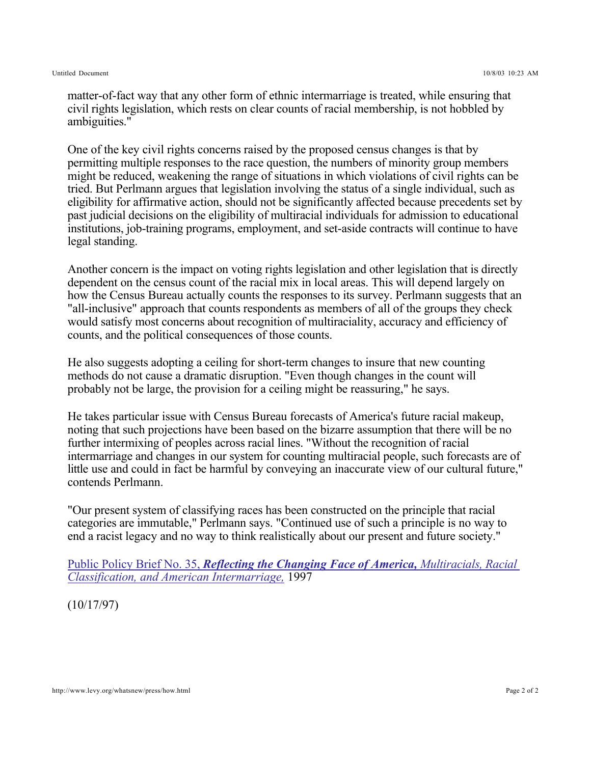matter-of-fact way that any other form of ethnic intermarriage is treated, while ensuring that civil rights legislation, which rests on clear counts of racial membership, is not hobbled by ambiguities."

One of the key civil rights concerns raised by the proposed census changes is that by permitting multiple responses to the race question, the numbers of minority group members might be reduced, weakening the range of situations in which violations of civil rights can be tried. But Perlmann argues that legislation involving the status of a single individual, such as eligibility for affirmative action, should not be significantly affected because precedents set by past judicial decisions on the eligibility of multiracial individuals for admission to educational institutions, job-training programs, employment, and set-aside contracts will continue to have legal standing.

Another concern is the impact on voting rights legislation and other legislation that is directly dependent on the census count of the racial mix in local areas. This will depend largely on how the Census Bureau actually counts the responses to its survey. Perlmann suggests that an "all-inclusive" approach that counts respondents as members of all of the groups they check would satisfy most concerns about recognition of multiraciality, accuracy and efficiency of counts, and the political consequences of those counts.

He also suggests adopting a ceiling for short-term changes to insure that new counting methods do not cause a dramatic disruption. "Even though changes in the count will probably not be large, the provision for a ceiling might be reassuring," he says.

He takes particular issue with Census Bureau forecasts of America's future racial makeup, noting that such projections have been based on the bizarre assumption that there will be no further intermixing of peoples across racial lines. "Without the recognition of racial intermarriage and changes in our system for counting multiracial people, such forecasts are of little use and could in fact be harmful by conveying an inaccurate view of our cultural future," contends Perlmann.

"Our present system of classifying races has been constructed on the principle that racial categories are immutable," Perlmann says. "Continued use of such a principle is no way to end a racist legacy and no way to think realistically about our present and future society."

Public Policy Brief No. 35, ***Reflecting the Changing Face of America,*** *Multiracials, Racial Classification, and American Intermarriage,* 1997

(10/17/97)